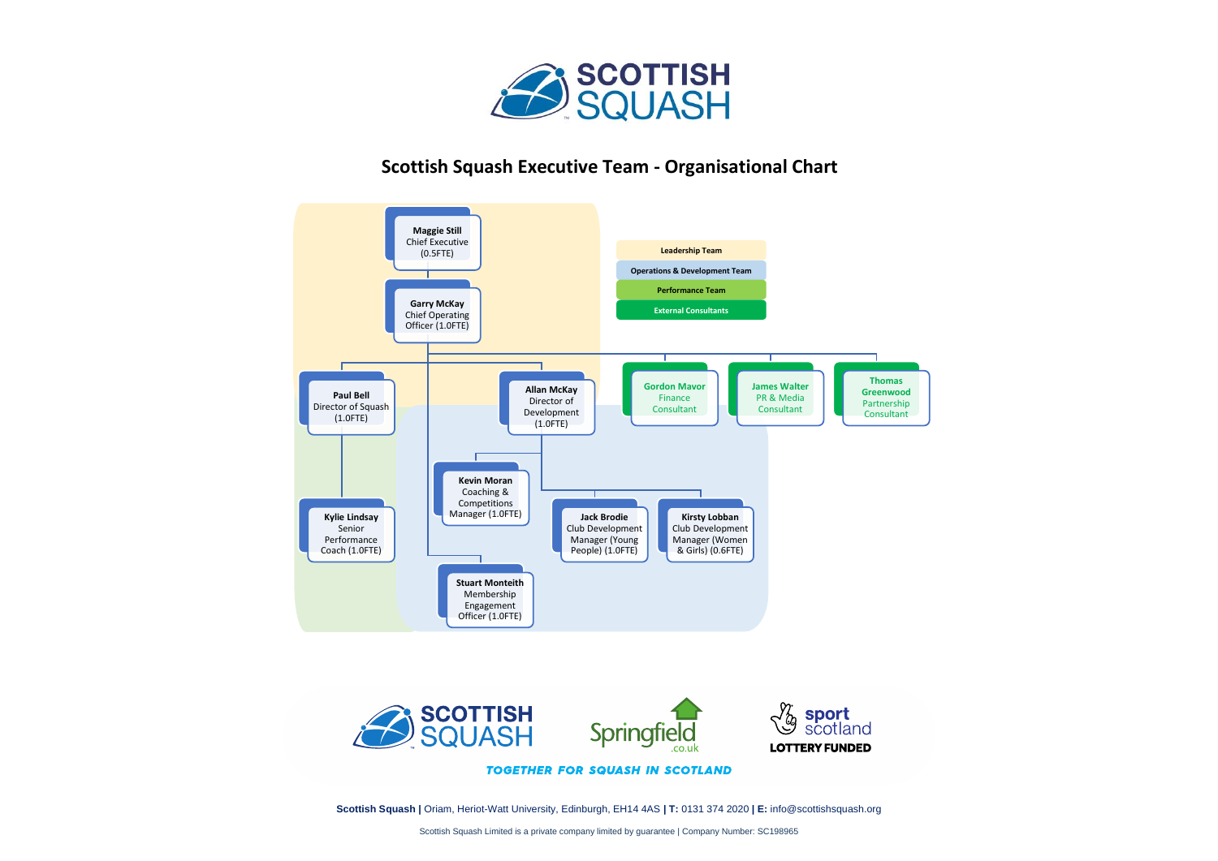# Scottish Squash Executive Team - Organisational Chart

**Key:**
- Leadership Team
- Operations & Development Team
- Performance Team
- External Consultants

**Maggie Still**
Chief Executive (0.5FTE)

**Garry McKay**
Chief Operating Officer (1.0FTE)

**Paul Bell**
Director of Squash (1.0FTE)

- **Kylie Lindsay**
  Senior Performance Coach (1.0FTE)

**Allan McKay**
Director of Development (1.0FTE)

- **Kevin Moran**
  Coaching & Competitions Manager (1.0FTE)
- **Jack Brodie**
  Club Development Manager (Young People) (1.0FTE)
- **Kirsty Lobban**
  Club Development Manager (Women & Girls) (0.6FTE)

**Stuart Monteith**
Membership Engagement Officer (1.0FTE)

**Gordon Mavor**
Finance Consultant

**James Walter**
PR & Media Consultant

**Thomas Greenwood**
Partnership Consultant

TOGETHER FOR SQUASH IN SCOTLAND

**Scottish Squash |** Oriam, Heriot-Watt University, Edinburgh, EH14 4AS **| T:** 0131 374 2020 **| E:** info@scottishsquash.org

Scottish Squash Limited is a private company limited by guarantee | Company Number: SC198965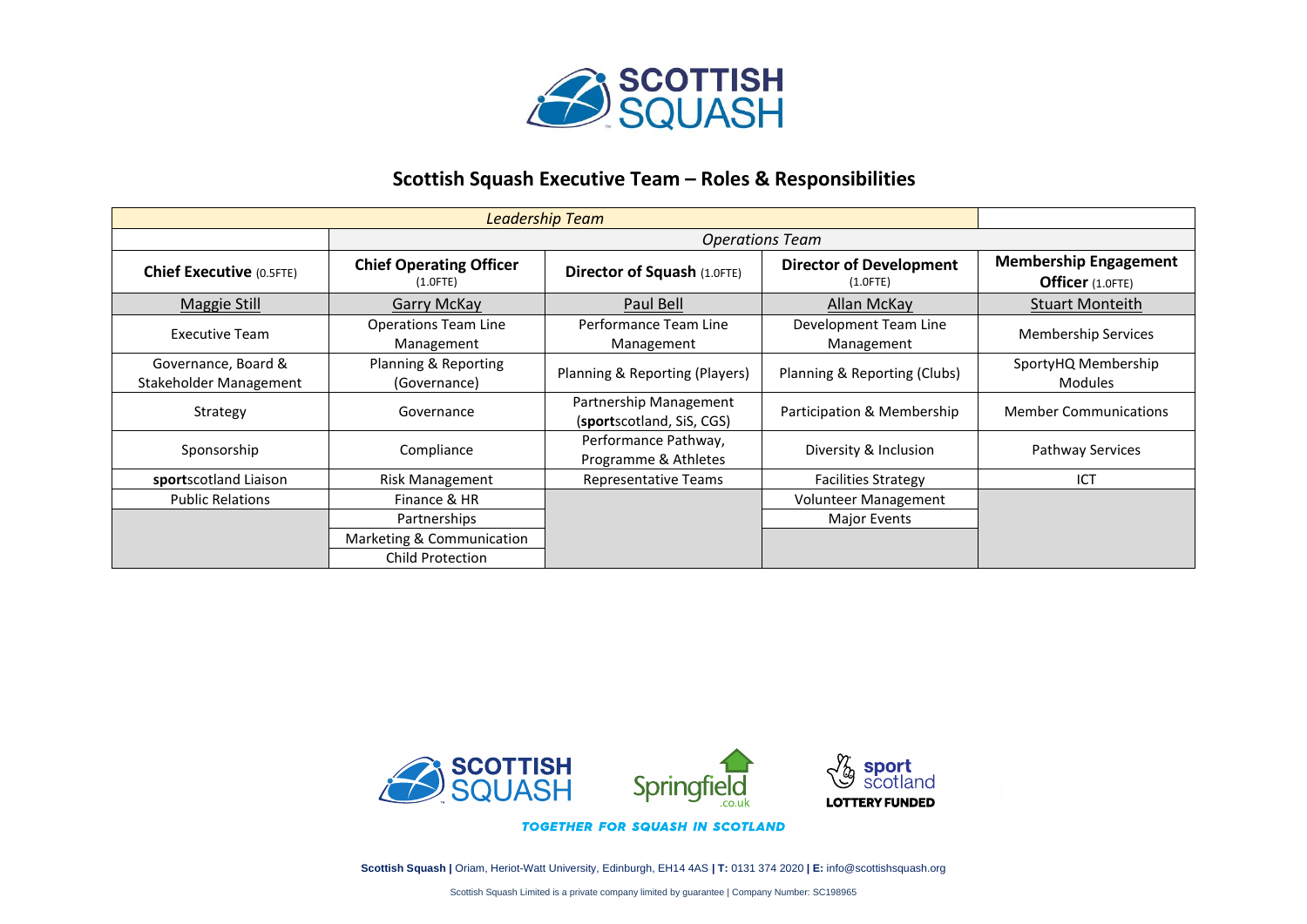## Scottish Squash Executive Team – Roles & Responsibilities

| *Leadership Team* | | | | |
|---|---|---|---|---|
| | *Operations Team* | | | |
| **Chief Executive** (0.5FTE) | **Chief Operating Officer** (1.0FTE) | **Director of Squash** (1.0FTE) | **Director of Development** (1.0FTE) | **Membership Engagement Officer** (1.0FTE) |
| Maggie Still | Garry McKay | Paul Bell | Allan McKay | Stuart Monteith |
| Executive Team | Operations Team Line Management | Performance Team Line Management | Development Team Line Management | Membership Services |
| Governance, Board & Stakeholder Management | Planning & Reporting (Governance) | Planning & Reporting (Players) | Planning & Reporting (Clubs) | SportyHQ Membership Modules |
| Strategy | Governance | Partnership Management (**sport**scotland, SiS, CGS) | Participation & Membership | Member Communications |
| Sponsorship | Compliance | Performance Pathway, Programme & Athletes | Diversity & Inclusion | Pathway Services |
| **sport**scotland Liaison | Risk Management | Representative Teams | Facilities Strategy | ICT |
| Public Relations | Finance & HR | | Volunteer Management | |
| | Partnerships | | Major Events | |
| | Marketing & Communication | | | |
| | Child Protection | | | |

TOGETHER FOR SQUASH IN SCOTLAND

**Scottish Squash |** Oriam, Heriot-Watt University, Edinburgh, EH14 4AS **| T:** 0131 374 2020 **| E:** info@scottishsquash.org

Scottish Squash Limited is a private company limited by guarantee | Company Number: SC198965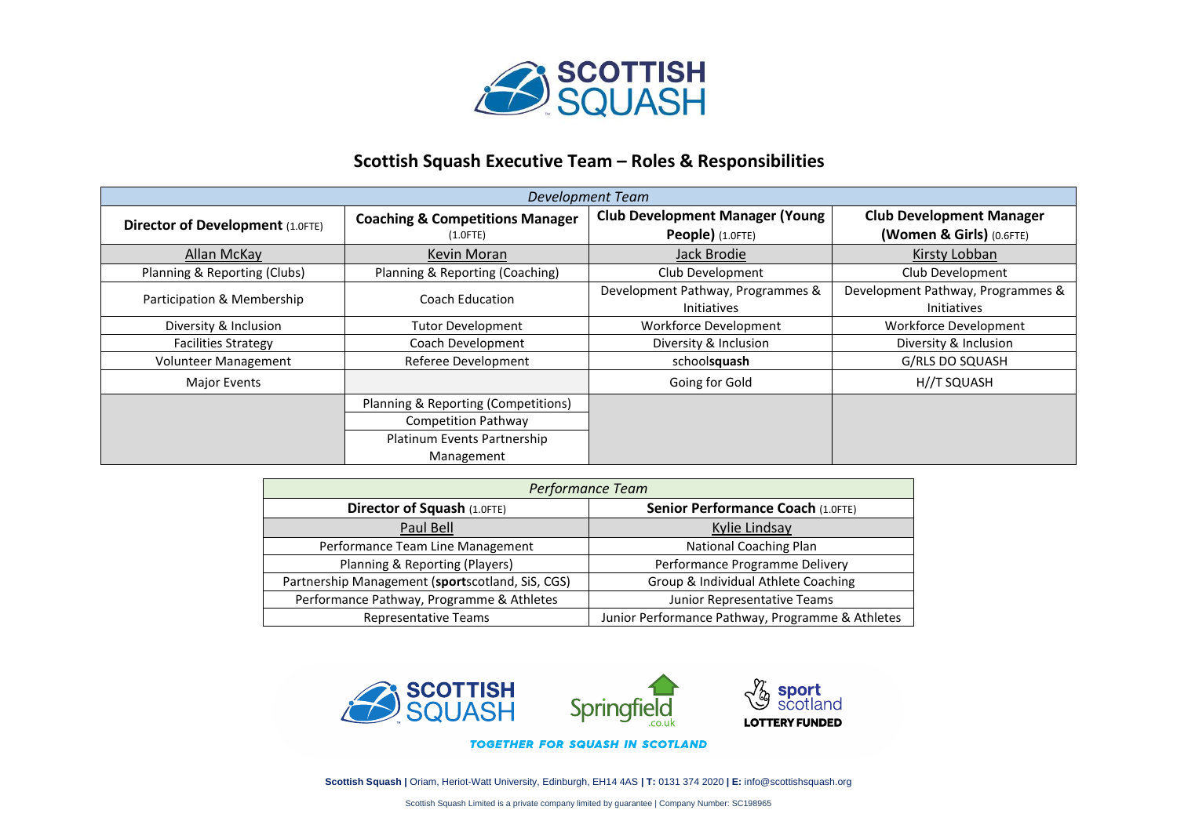## Scottish Squash Executive Team – Roles & Responsibilities

| *Development Team* | | | |
|---|---|---|---|
| **Director of Development** (1.0FTE) | **Coaching & Competitions Manager** (1.0FTE) | **Club Development Manager (Young People)** (1.0FTE) | **Club Development Manager (Women & Girls)** (0.6FTE) |
| Allan McKay | Kevin Moran | Jack Brodie | Kirsty Lobban |
| Planning & Reporting (Clubs) | Planning & Reporting (Coaching) | Club Development | Club Development |
| Participation & Membership | Coach Education | Development Pathway, Programmes & Initiatives | Development Pathway, Programmes & Initiatives |
| Diversity & Inclusion | Tutor Development | Workforce Development | Workforce Development |
| Facilities Strategy | Coach Development | Diversity & Inclusion | Diversity & Inclusion |
| Volunteer Management | Referee Development | school**squash** | G/RLS DO SQUASH |
| Major Events | | Going for Gold | H//T SQUASH |
| | Planning & Reporting (Competitions) | | |
| | Competition Pathway | | |
| | Platinum Events Partnership Management | | |

| *Performance Team* | |
|---|---|
| **Director of Squash** (1.0FTE) | **Senior Performance Coach** (1.0FTE) |
| Paul Bell | Kylie Lindsay |
| Performance Team Line Management | National Coaching Plan |
| Planning & Reporting (Players) | Performance Programme Delivery |
| Partnership Management (**sport**scotland, SiS, CGS) | Group & Individual Athlete Coaching |
| Performance Pathway, Programme & Athletes | Junior Representative Teams |
| Representative Teams | Junior Performance Pathway, Programme & Athletes |

TOGETHER FOR SQUASH IN SCOTLAND

**Scottish Squash |** Oriam, Heriot-Watt University, Edinburgh, EH14 4AS **| T:** 0131 374 2020 **| E:** info@scottishsquash.org

Scottish Squash Limited is a private company limited by guarantee | Company Number: SC198965